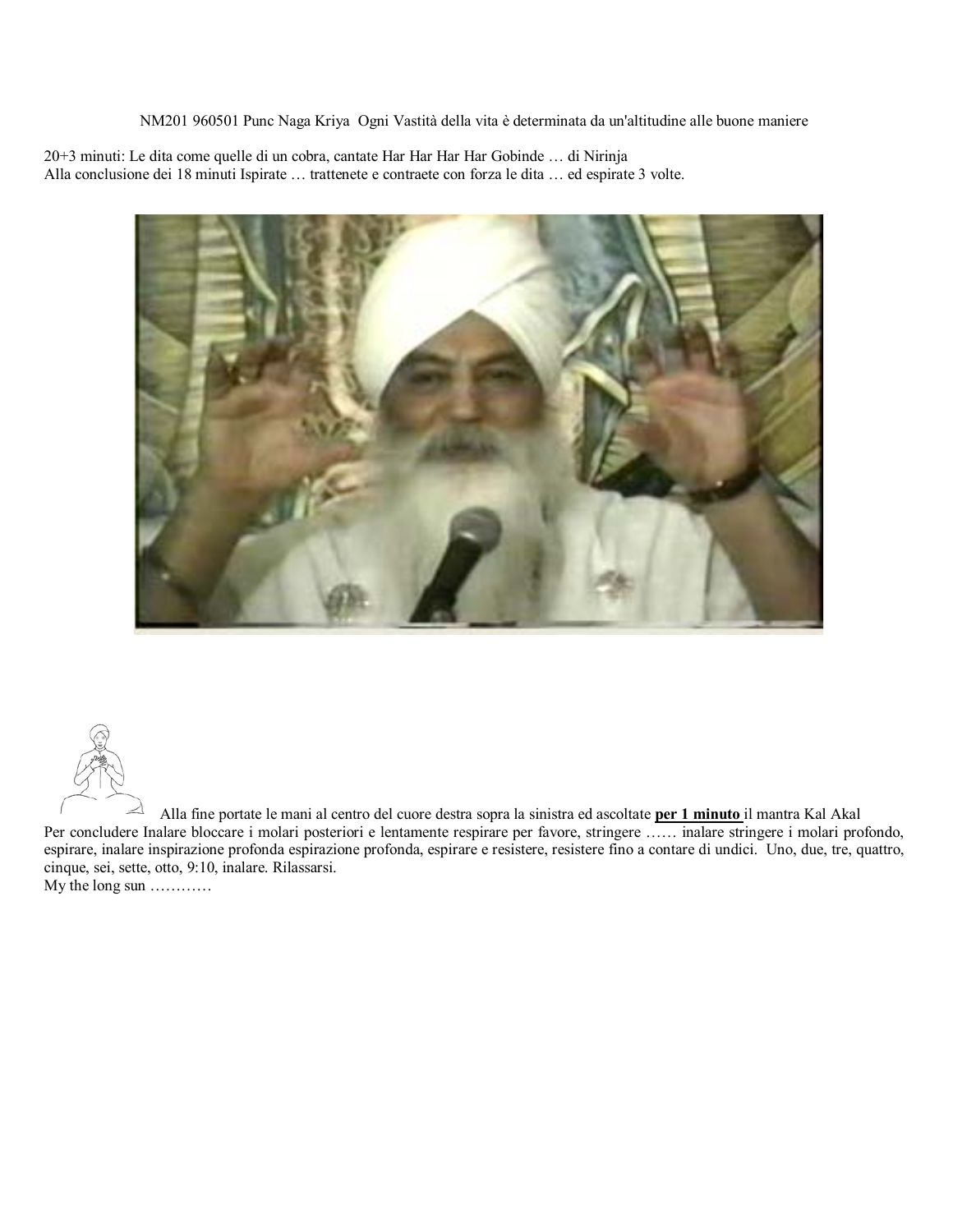NM201 960501 Punc Naga Kriya  Ogni Vastità della vita è determinata da un'altitudine alle buone maniere

20+3 minuti: Le dita come quelle di un cobra, cantate Har Har Har Har Gobinde … di Nirinja
Alla conclusione dei 18 minuti Ispirate … trattenete e contraete con forza le dita … ed espirate 3 volte.

Alla fine portate le mani al centro del cuore destra sopra la sinistra ed ascoltate **per 1 minuto** il mantra Kal Akal
Per concludere Inalare bloccare i molari posteriori e lentamente respirare per favore, stringere …… inalare stringere i molari profondo, espirare, inalare inspirazione profonda espirazione profonda, espirare e resistere, resistere fino a contare di undici.  Uno, due, tre, quattro, cinque, sei, sette, otto, 9:10, inalare. Rilassarsi.
My the long sun …………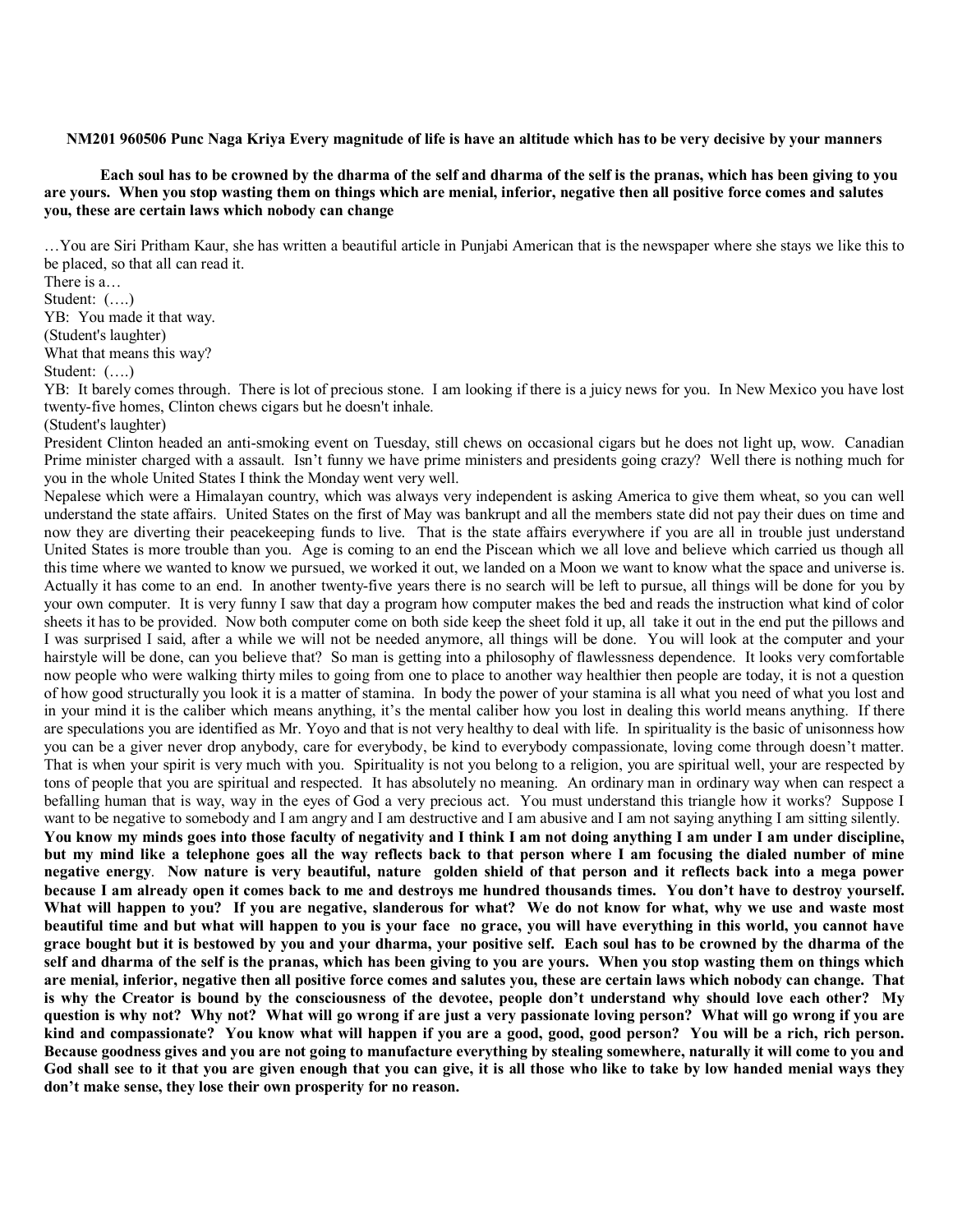**NM201 960506 Punc Naga Kriya Every magnitude of life is have an altitude which has to be very decisive by your manners**

**Each soul has to be crowned by the dharma of the self and dharma of the self is the pranas, which has been giving to you are yours. When you stop wasting them on things which are menial, inferior, negative then all positive force comes and salutes you, these are certain laws which nobody can change**

…You are Siri Pritham Kaur, she has written a beautiful article in Punjabi American that is the newspaper where she stays we like this to be placed, so that all can read it.

There is a…

Student: (….)

YB: You made it that way.

(Student's laughter)

What that means this way?

Student: (….)

YB: It barely comes through. There is lot of precious stone. I am looking if there is a juicy news for you. In New Mexico you have lost twenty-five homes, Clinton chews cigars but he doesn't inhale.

(Student's laughter)

President Clinton headed an anti-smoking event on Tuesday, still chews on occasional cigars but he does not light up, wow. Canadian Prime minister charged with a assault. Isn't funny we have prime ministers and presidents going crazy? Well there is nothing much for you in the whole United States I think the Monday went very well.

Nepalese which were a Himalayan country, which was always very independent is asking America to give them wheat, so you can well understand the state affairs. United States on the first of May was bankrupt and all the members state did not pay their dues on time and now they are diverting their peacekeeping funds to live. That is the state affairs everywhere if you are all in trouble just understand United States is more trouble than you. Age is coming to an end the Piscean which we all love and believe which carried us though all this time where we wanted to know we pursued, we worked it out, we landed on a Moon we want to know what the space and universe is. Actually it has come to an end. In another twenty-five years there is no search will be left to pursue, all things will be done for you by your own computer. It is very funny I saw that day a program how computer makes the bed and reads the instruction what kind of color sheets it has to be provided. Now both computer come on both side keep the sheet fold it up, all take it out in the end put the pillows and I was surprised I said, after a while we will not be needed anymore, all things will be done. You will look at the computer and your hairstyle will be done, can you believe that? So man is getting into a philosophy of flawlessness dependence. It looks very comfortable now people who were walking thirty miles to going from one to place to another way healthier then people are today, it is not a question of how good structurally you look it is a matter of stamina. In body the power of your stamina is all what you need of what you lost and in your mind it is the caliber which means anything, it's the mental caliber how you lost in dealing this world means anything. If there are speculations you are identified as Mr. Yoyo and that is not very healthy to deal with life. In spirituality is the basic of unisonness how you can be a giver never drop anybody, care for everybody, be kind to everybody compassionate, loving come through doesn't matter. That is when your spirit is very much with you. Spirituality is not you belong to a religion, you are spiritual well, your are respected by tons of people that you are spiritual and respected. It has absolutely no meaning. An ordinary man in ordinary way when can respect a befalling human that is way, way in the eyes of God a very precious act. You must understand this triangle how it works? Suppose I want to be negative to somebody and I am angry and I am destructive and I am abusive and I am not saying anything I am sitting silently. **You know my minds goes into those faculty of negativity and I think I am not doing anything I am under I am under discipline, but my mind like a telephone goes all the way reflects back to that person where I am focusing the dialed number of mine negative energy**. **Now nature is very beautiful, nature golden shield of that person and it reflects back into a mega power because I am already open it comes back to me and destroys me hundred thousands times. You don't have to destroy yourself. What will happen to you? If you are negative, slanderous for what? We do not know for what, why we use and waste most beautiful time and but what will happen to you is your face no grace, you will have everything in this world, you cannot have grace bought but it is bestowed by you and your dharma, your positive self. Each soul has to be crowned by the dharma of the self and dharma of the self is the pranas, which has been giving to you are yours. When you stop wasting them on things which are menial, inferior, negative then all positive force comes and salutes you, these are certain laws which nobody can change. That is why the Creator is bound by the consciousness of the devotee, people don't understand why should love each other? My question is why not? Why not? What will go wrong if are just a very passionate loving person? What will go wrong if you are kind and compassionate? You know what will happen if you are a good, good, good person? You will be a rich, rich person. Because goodness gives and you are not going to manufacture everything by stealing somewhere, naturally it will come to you and God shall see to it that you are given enough that you can give, it is all those who like to take by low handed menial ways they don't make sense, they lose their own prosperity for no reason.**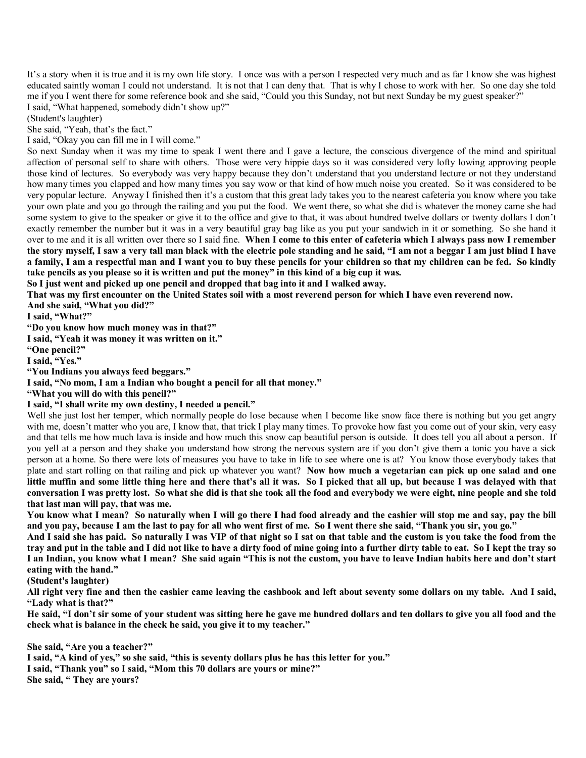It's a story when it is true and it is my own life story. I once was with a person I respected very much and as far I know she was highest educated saintly woman I could not understand. It is not that I can deny that. That is why I chose to work with her. So one day she told me if you I went there for some reference book and she said, "Could you this Sunday, not but next Sunday be my guest speaker?"

I said, "What happened, somebody didn't show up?"

(Student's laughter)

She said, "Yeah, that's the fact."

I said, "Okay you can fill me in I will come."

So next Sunday when it was my time to speak I went there and I gave a lecture, the conscious divergence of the mind and spiritual affection of personal self to share with others. Those were very hippie days so it was considered very lofty lowing approving people those kind of lectures. So everybody was very happy because they don't understand that you understand lecture or not they understand how many times you clapped and how many times you say wow or that kind of how much noise you created. So it was considered to be very popular lecture. Anyway I finished then it's a custom that this great lady takes you to the nearest cafeteria you know where you take your own plate and you go through the railing and you put the food. We went there, so what she did is whatever the money came she had some system to give to the speaker or give it to the office and give to that, it was about hundred twelve dollars or twenty dollars I don't exactly remember the number but it was in a very beautiful gray bag like as you put your sandwich in it or something. So she hand it over to me and it is all written over there so I said fine. **When I come to this enter of cafeteria which I always pass now I remember the story myself, I saw a very tall man black with the electric pole standing and he said, "I am not a beggar I am just blind I have a family, I am a respectful man and I want you to buy these pencils for your children so that my children can be fed. So kindly take pencils as you please so it is written and put the money" in this kind of a big cup it was.**

**So I just went and picked up one pencil and dropped that bag into it and I walked away.**

**That was my first encounter on the United States soil with a most reverend person for which I have even reverend now.**

**And she said, "What you did?"**

**I said, "What?"**

**"Do you know how much money was in that?"**

**I said, "Yeah it was money it was written on it."**

**"One pencil?"**

**I said, "Yes."**

**"You Indians you always feed beggars."**

**I said, "No mom, I am a Indian who bought a pencil for all that money."**

**"What you will do with this pencil?"**

**I said, "I shall write my own destiny, I needed a pencil."**

Well she just lost her temper, which normally people do lose because when I become like snow face there is nothing but you get angry with me, doesn't matter who you are, I know that, that trick I play many times. To provoke how fast you come out of your skin, very easy and that tells me how much lava is inside and how much this snow cap beautiful person is outside. It does tell you all about a person. If you yell at a person and they shake you understand how strong the nervous system are if you don't give them a tonic you have a sick person at a home. So there were lots of measures you have to take in life to see where one is at? You know those everybody takes that plate and start rolling on that railing and pick up whatever you want? **Now how much a vegetarian can pick up one salad and one little muffin and some little thing here and there that's all it was. So I picked that all up, but because I was delayed with that conversation I was pretty lost. So what she did is that she took all the food and everybody we were eight, nine people and she told that last man will pay, that was me.**

**You know what I mean? So naturally when I will go there I had food already and the cashier will stop me and say, pay the bill and you pay, because I am the last to pay for all who went first of me. So I went there she said, "Thank you sir, you go."**

**And I said she has paid. So naturally I was VIP of that night so I sat on that table and the custom is you take the food from the tray and put in the table and I did not like to have a dirty food of mine going into a further dirty table to eat. So I kept the tray so I an Indian, you know what I mean? She said again "This is not the custom, you have to leave Indian habits here and don't start eating with the hand."**

**(Student's laughter)**

**All right very fine and then the cashier came leaving the cashbook and left about seventy some dollars on my table. And I said, "Lady what is that?"**

**He said, "I don't sir some of your student was sitting here he gave me hundred dollars and ten dollars to give you all food and the check what is balance in the check he said, you give it to my teacher."**

**She said, "Are you a teacher?"**

**I said, "A kind of yes," so she said, "this is seventy dollars plus he has this letter for you."**

**I said, "Thank you" so I said, "Mom this 70 dollars are yours or mine?"**

**She said, " They are yours?**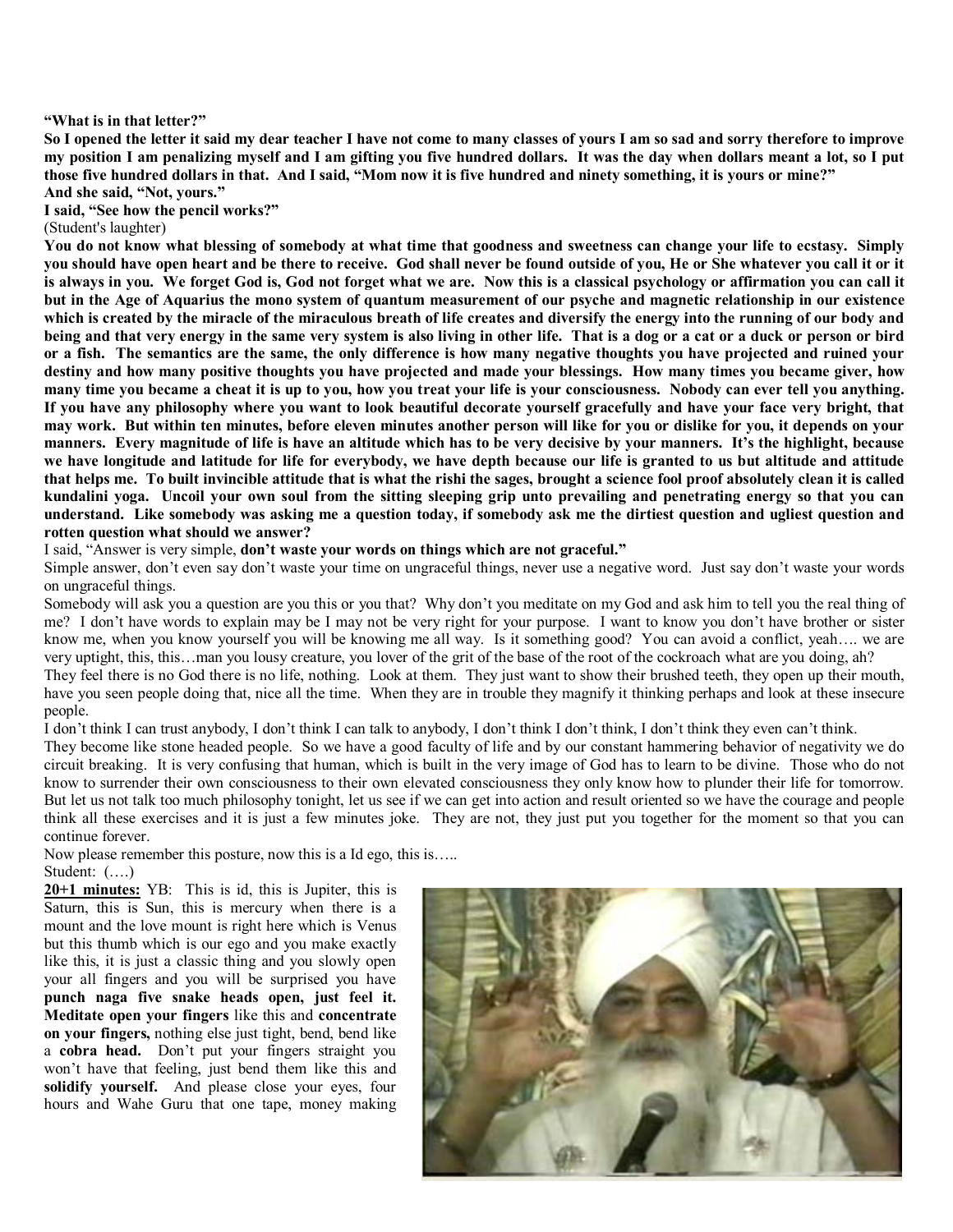**"What is in that letter?"**

**So I opened the letter it said my dear teacher I have not come to many classes of yours I am so sad and sorry therefore to improve my position I am penalizing myself and I am gifting you five hundred dollars. It was the day when dollars meant a lot, so I put those five hundred dollars in that. And I said, "Mom now it is five hundred and ninety something, it is yours or mine?"**

**And she said, "Not, yours."**

**I said, "See how the pencil works?"**

(Student's laughter)

**You do not know what blessing of somebody at what time that goodness and sweetness can change your life to ecstasy. Simply you should have open heart and be there to receive. God shall never be found outside of you, He or She whatever you call it or it is always in you. We forget God is, God not forget what we are. Now this is a classical psychology or affirmation you can call it but in the Age of Aquarius the mono system of quantum measurement of our psyche and magnetic relationship in our existence which is created by the miracle of the miraculous breath of life creates and diversify the energy into the running of our body and being and that very energy in the same very system is also living in other life. That is a dog or a cat or a duck or person or bird or a fish. The semantics are the same, the only difference is how many negative thoughts you have projected and ruined your destiny and how many positive thoughts you have projected and made your blessings. How many times you became giver, how many time you became a cheat it is up to you, how you treat your life is your consciousness. Nobody can ever tell you anything. If you have any philosophy where you want to look beautiful decorate yourself gracefully and have your face very bright, that may work. But within ten minutes, before eleven minutes another person will like for you or dislike for you, it depends on your manners. Every magnitude of life is have an altitude which has to be very decisive by your manners. It's the highlight, because we have longitude and latitude for life for everybody, we have depth because our life is granted to us but altitude and attitude that helps me. To built invincible attitude that is what the rishi the sages, brought a science fool proof absolutely clean it is called kundalini yoga. Uncoil your own soul from the sitting sleeping grip unto prevailing and penetrating energy so that you can understand. Like somebody was asking me a question today, if somebody ask me the dirtiest question and ugliest question and rotten question what should we answer?**

I said, "Answer is very simple, **don't waste your words on things which are not graceful."**

Simple answer, don't even say don't waste your time on ungraceful things, never use a negative word. Just say don't waste your words on ungraceful things.

Somebody will ask you a question are you this or you that? Why don't you meditate on my God and ask him to tell you the real thing of me? I don't have words to explain may be I may not be very right for your purpose. I want to know you don't have brother or sister know me, when you know yourself you will be knowing me all way. Is it something good? You can avoid a conflict, yeah…. we are very uptight, this, this…man you lousy creature, you lover of the grit of the base of the root of the cockroach what are you doing, ah?

They feel there is no God there is no life, nothing. Look at them. They just want to show their brushed teeth, they open up their mouth, have you seen people doing that, nice all the time. When they are in trouble they magnify it thinking perhaps and look at these insecure people.

I don't think I can trust anybody, I don't think I can talk to anybody, I don't think I don't think, I don't think they even can't think.

They become like stone headed people. So we have a good faculty of life and by our constant hammering behavior of negativity we do circuit breaking. It is very confusing that human, which is built in the very image of God has to learn to be divine. Those who do not know to surrender their own consciousness to their own elevated consciousness they only know how to plunder their life for tomorrow. But let us not talk too much philosophy tonight, let us see if we can get into action and result oriented so we have the courage and people think all these exercises and it is just a few minutes joke. They are not, they just put you together for the moment so that you can continue forever.

Now please remember this posture, now this is a Id ego, this is…..

Student: (….)

**<u>20+1 minutes:</u>** YB: This is id, this is Jupiter, this is Saturn, this is Sun, this is mercury when there is a mount and the love mount is right here which is Venus but this thumb which is our ego and you make exactly like this, it is just a classic thing and you slowly open your all fingers and you will be surprised you have **punch naga five snake heads open, just feel it. Meditate open your fingers** like this and **concentrate on your fingers,** nothing else just tight, bend, bend like a **cobra head.** Don't put your fingers straight you won't have that feeling, just bend them like this and **solidify yourself.** And please close your eyes, four hours and Wahe Guru that one tape, money making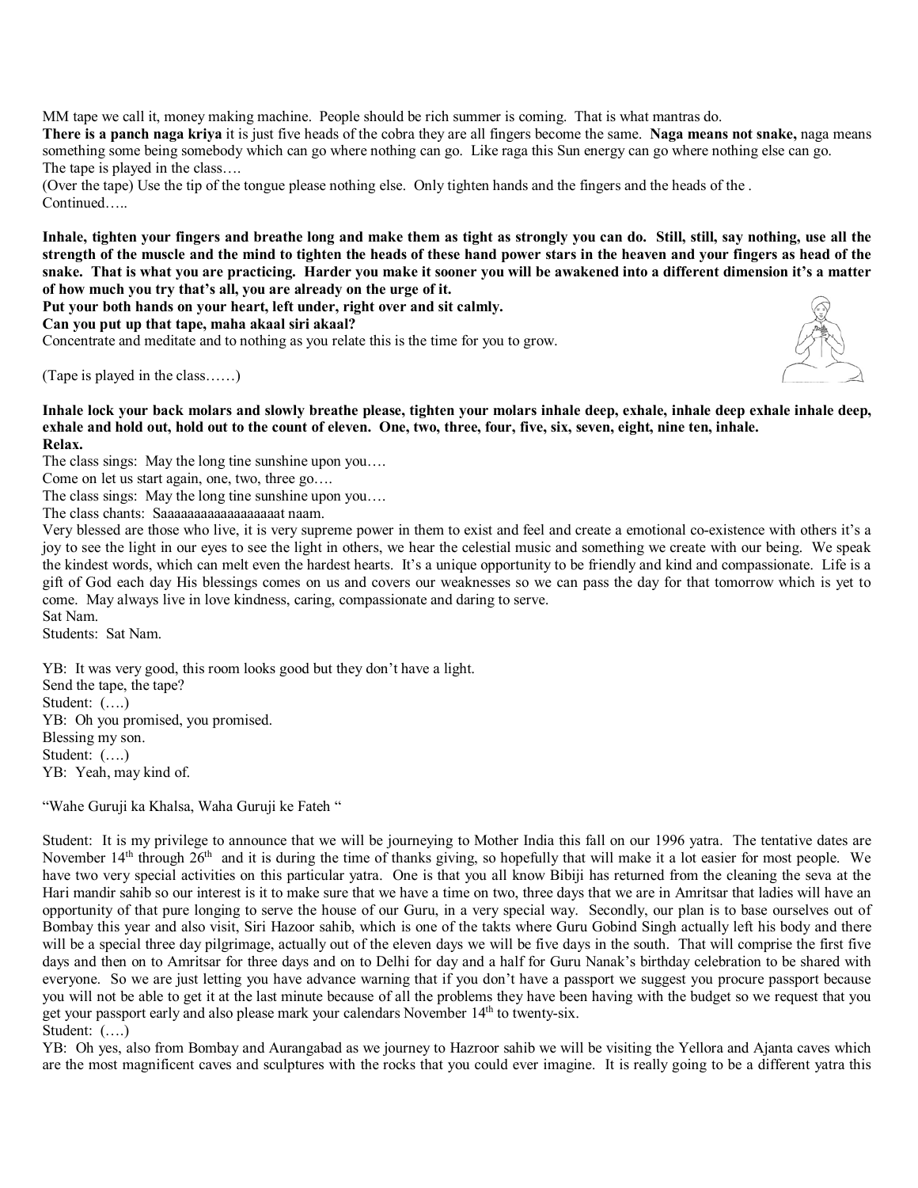MM tape we call it, money making machine. People should be rich summer is coming. That is what mantras do.

**There is a panch naga kriya** it is just five heads of the cobra they are all fingers become the same. **Naga means not snake,** naga means something some being somebody which can go where nothing can go. Like raga this Sun energy can go where nothing else can go.

The tape is played in the class….

(Over the tape) Use the tip of the tongue please nothing else. Only tighten hands and the fingers and the heads of the .

Continued…..

**Inhale, tighten your fingers and breathe long and make them as tight as strongly you can do. Still, still, say nothing, use all the strength of the muscle and the mind to tighten the heads of these hand power stars in the heaven and your fingers as head of the snake. That is what you are practicing. Harder you make it sooner you will be awakened into a different dimension it's a matter of how much you try that's all, you are already on the urge of it.**

**Put your both hands on your heart, left under, right over and sit calmly.**

**Can you put up that tape, maha akaal siri akaal?**

Concentrate and meditate and to nothing as you relate this is the time for you to grow.

(Tape is played in the class……)

**Inhale lock your back molars and slowly breathe please, tighten your molars inhale deep, exhale, inhale deep exhale inhale deep, exhale and hold out, hold out to the count of eleven. One, two, three, four, five, six, seven, eight, nine ten, inhale.**

**Relax.**

The class sings: May the long tine sunshine upon you….

Come on let us start again, one, two, three go….

The class sings: May the long tine sunshine upon you….

The class chants: Saaaaaaaaaaaaaaaaaat naam.

Very blessed are those who live, it is very supreme power in them to exist and feel and create a emotional co-existence with others it's a joy to see the light in our eyes to see the light in others, we hear the celestial music and something we create with our being. We speak the kindest words, which can melt even the hardest hearts. It's a unique opportunity to be friendly and kind and compassionate. Life is a gift of God each day His blessings comes on us and covers our weaknesses so we can pass the day for that tomorrow which is yet to come. May always live in love kindness, caring, compassionate and daring to serve.

Sat Nam.

Students: Sat Nam.

YB: It was very good, this room looks good but they don't have a light.

Send the tape, the tape?

Student: (….)

YB: Oh you promised, you promised.

Blessing my son.

Student: (….)

YB: Yeah, may kind of.

"Wahe Guruji ka Khalsa, Waha Guruji ke Fateh "

Student: It is my privilege to announce that we will be journeying to Mother India this fall on our 1996 yatra. The tentative dates are November 14th through 26th and it is during the time of thanks giving, so hopefully that will make it a lot easier for most people. We have two very special activities on this particular yatra. One is that you all know Bibiji has returned from the cleaning the seva at the Hari mandir sahib so our interest is it to make sure that we have a time on two, three days that we are in Amritsar that ladies will have an opportunity of that pure longing to serve the house of our Guru, in a very special way. Secondly, our plan is to base ourselves out of Bombay this year and also visit, Siri Hazoor sahib, which is one of the takts where Guru Gobind Singh actually left his body and there will be a special three day pilgrimage, actually out of the eleven days we will be five days in the south. That will comprise the first five days and then on to Amritsar for three days and on to Delhi for day and a half for Guru Nanak's birthday celebration to be shared with everyone. So we are just letting you have advance warning that if you don't have a passport we suggest you procure passport because you will not be able to get it at the last minute because of all the problems they have been having with the budget so we request that you get your passport early and also please mark your calendars November 14th to twenty-six.

Student: (….)

YB: Oh yes, also from Bombay and Aurangabad as we journey to Hazroor sahib we will be visiting the Yellora and Ajanta caves which are the most magnificent caves and sculptures with the rocks that you could ever imagine. It is really going to be a different yatra this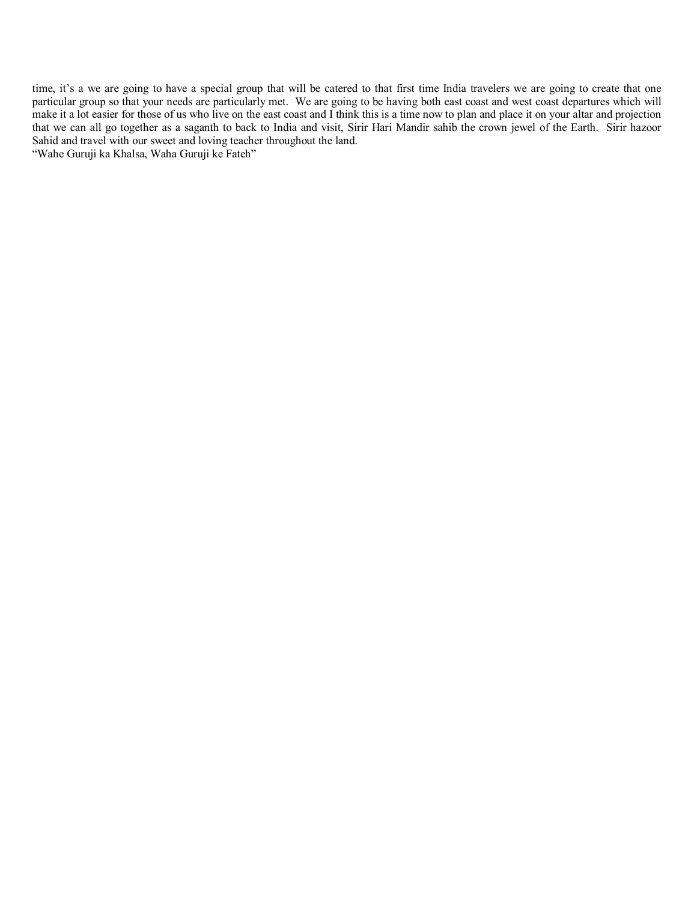time, it's a we are going to have a special group that will be catered to that first time India travelers we are going to create that one particular group so that your needs are particularly met. We are going to be having both east coast and west coast departures which will make it a lot easier for those of us who live on the east coast and I think this is a time now to plan and place it on your altar and projection that we can all go together as a saganth to back to India and visit, Sirir Hari Mandir sahib the crown jewel of the Earth. Sirir hazoor Sahid and travel with our sweet and loving teacher throughout the land.

"Wahe Guruji ka Khalsa, Waha Guruji ke Fateh"